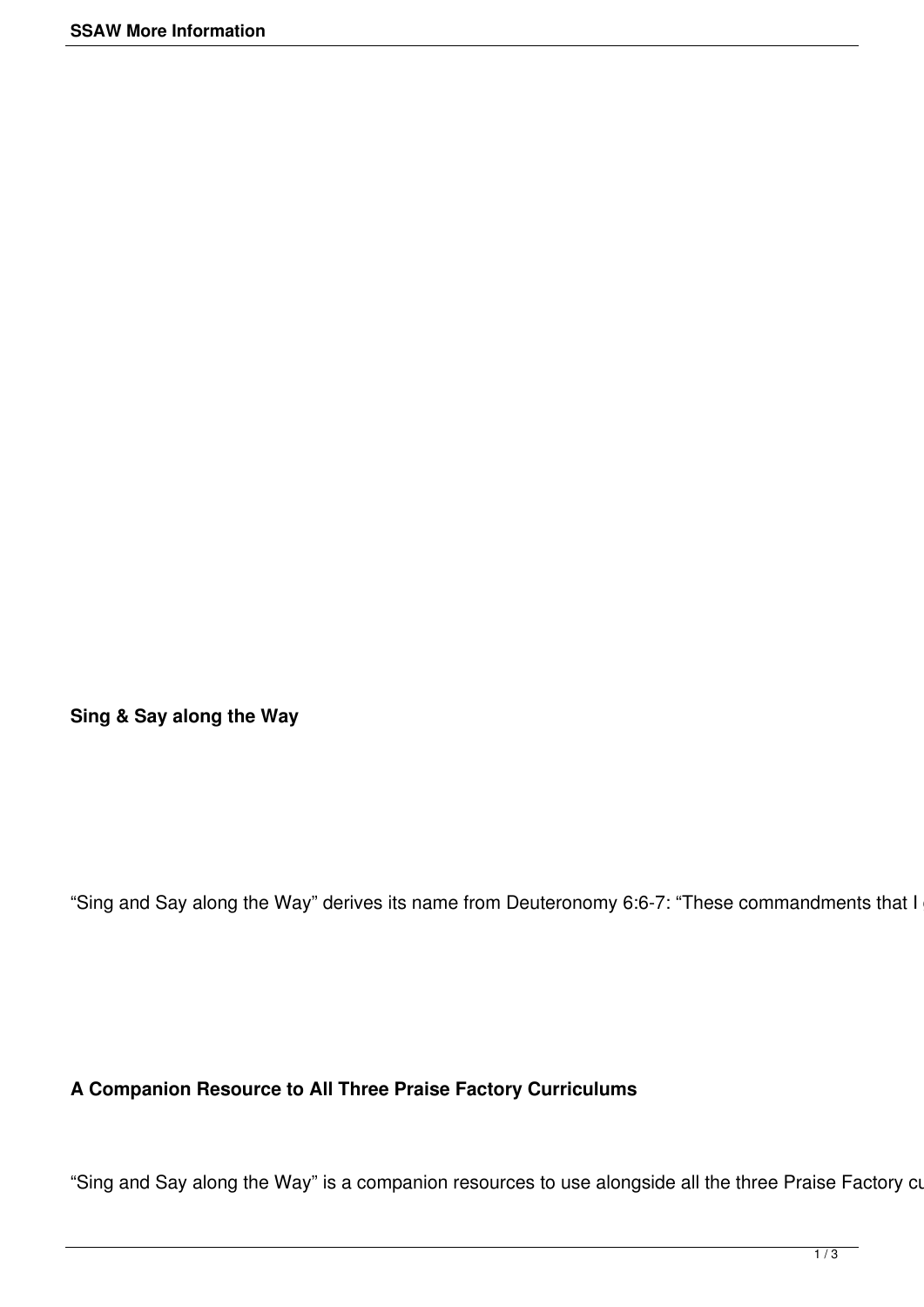**Sing & Say along the Way**

“Sing and Say along the Way” derives its name from Deuteronomy 6:6-7: “These commandments that I

**A Companion Resource to All Three Praise Factory Curriculums**

“Sing and Say along the Way” is a companion resources to use alongside all the three Praise Factory cu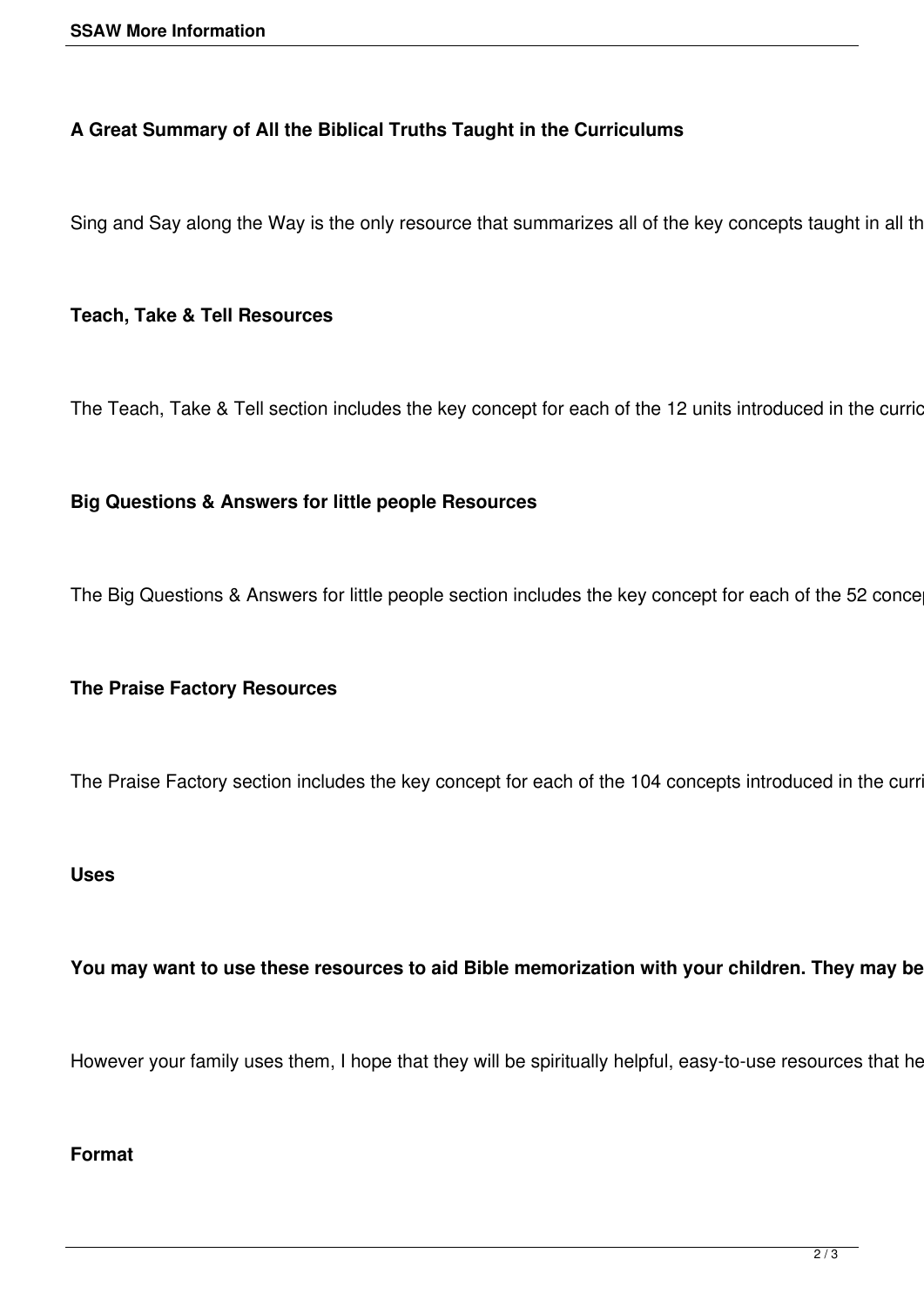### A Great Summary of All the Biblical Truths Taught in the Curriculums

Sing and Say along the Way is the only resource that summarizes all of the key concepts taught in all th

### Teach, Take & Tell Resources

The Teach, Take & Tell section includes the key concept for each of the 12 units introduced in the curric

### Big Questions & Answers for little people Resources

The Big Questions & Answers for little people section includes the key concept for each of the 52 conce

### The Praise Factory Resources

The Praise Factory section includes the key concept for each of the 104 concepts introduced in the curri

### Uses

**You may want to use these resources to aid Bible memorization with your children. They may be**

However your family uses them, I hope that they will be spiritually helpful, easy-to-use resources that he

### Format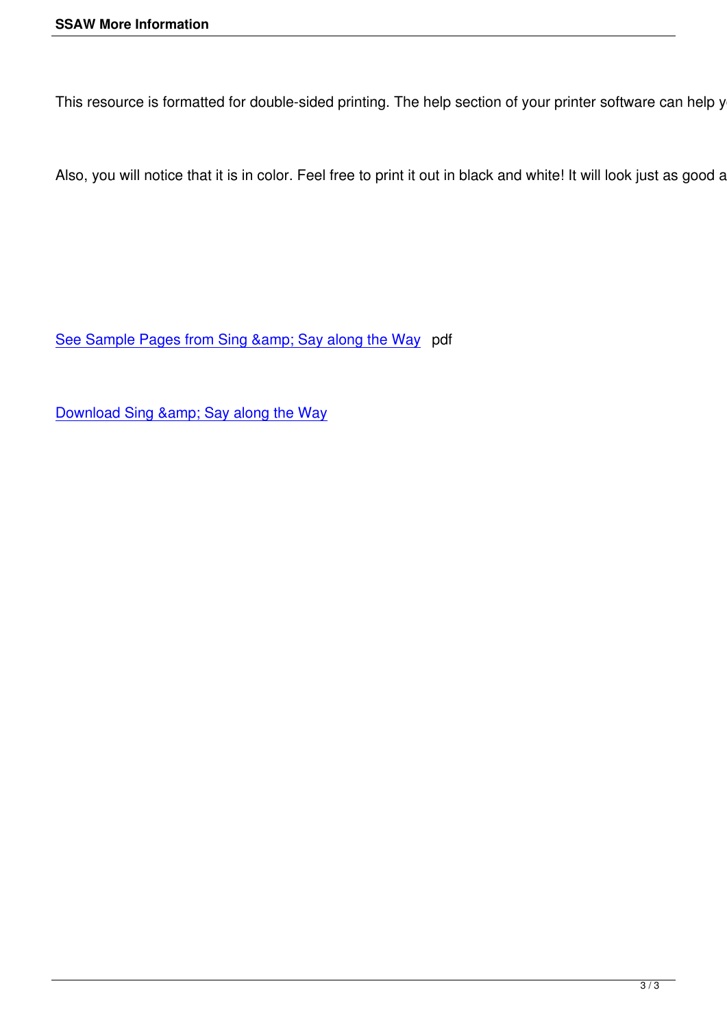This resource is formatted for double-sided printing. The help section of your printer software can help y

Also, you will notice that it is in color. Feel free to print it out in black and white! It will look just as good a

See Sample Pages from Sing &amp; Say along the Way pdf

Download Sing &amp; Say along the Way